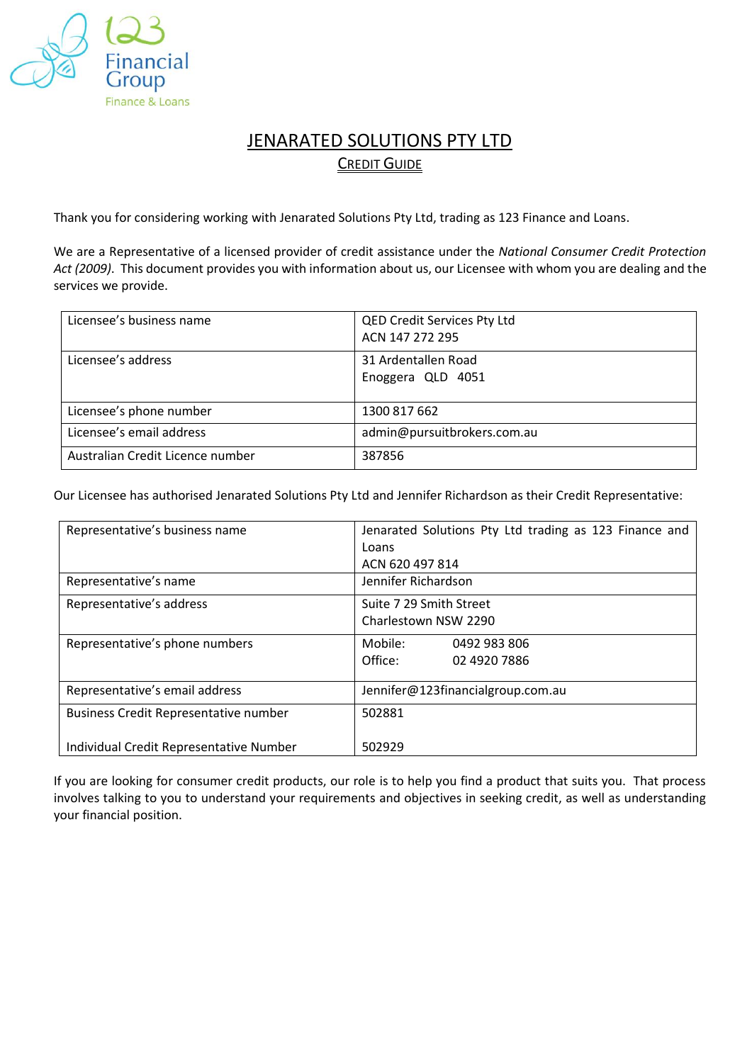123 Financial Group

Finance & Loans

# JENARATED SOLUTIONS PTY LTD

## CREDIT GUIDE

Thank you for considering working with Jenarated Solutions Pty Ltd, trading as 123 Finance and Loans.

We are a Representative of a licensed provider of credit assistance under the *National Consumer Credit Protection Act (2009)*. This document provides you with information about us, our Licensee with whom you are dealing and the services we provide.

| | |
|---|---|
| Licensee's business name | QED Credit Services Pty Ltd<br>ACN 147 272 295 |
| Licensee's address | 31 Ardentallen Road<br>Enoggera QLD 4051 |
| Licensee's phone number | 1300 817 662 |
| Licensee's email address | admin@pursuitbrokers.com.au |
| Australian Credit Licence number | 387856 |

Our Licensee has authorised Jenarated Solutions Pty Ltd and Jennifer Richardson as their Credit Representative:

| | |
|---|---|
| Representative's business name | Jenarated Solutions Pty Ltd trading as 123 Finance and Loans<br>ACN 620 497 814 |
| Representative's name | Jennifer Richardson |
| Representative's address | Suite 7 29 Smith Street<br>Charlestown NSW 2290 |
| Representative's phone numbers | Mobile: 0492 983 806<br>Office: 02 4920 7886 |
| Representative's email address | Jennifer@123financialgroup.com.au |
| Business Credit Representative number<br><br>Individual Credit Representative Number | 502881<br><br>502929 |

If you are looking for consumer credit products, our role is to help you find a product that suits you. That process involves talking to you to understand your requirements and objectives in seeking credit, as well as understanding your financial position.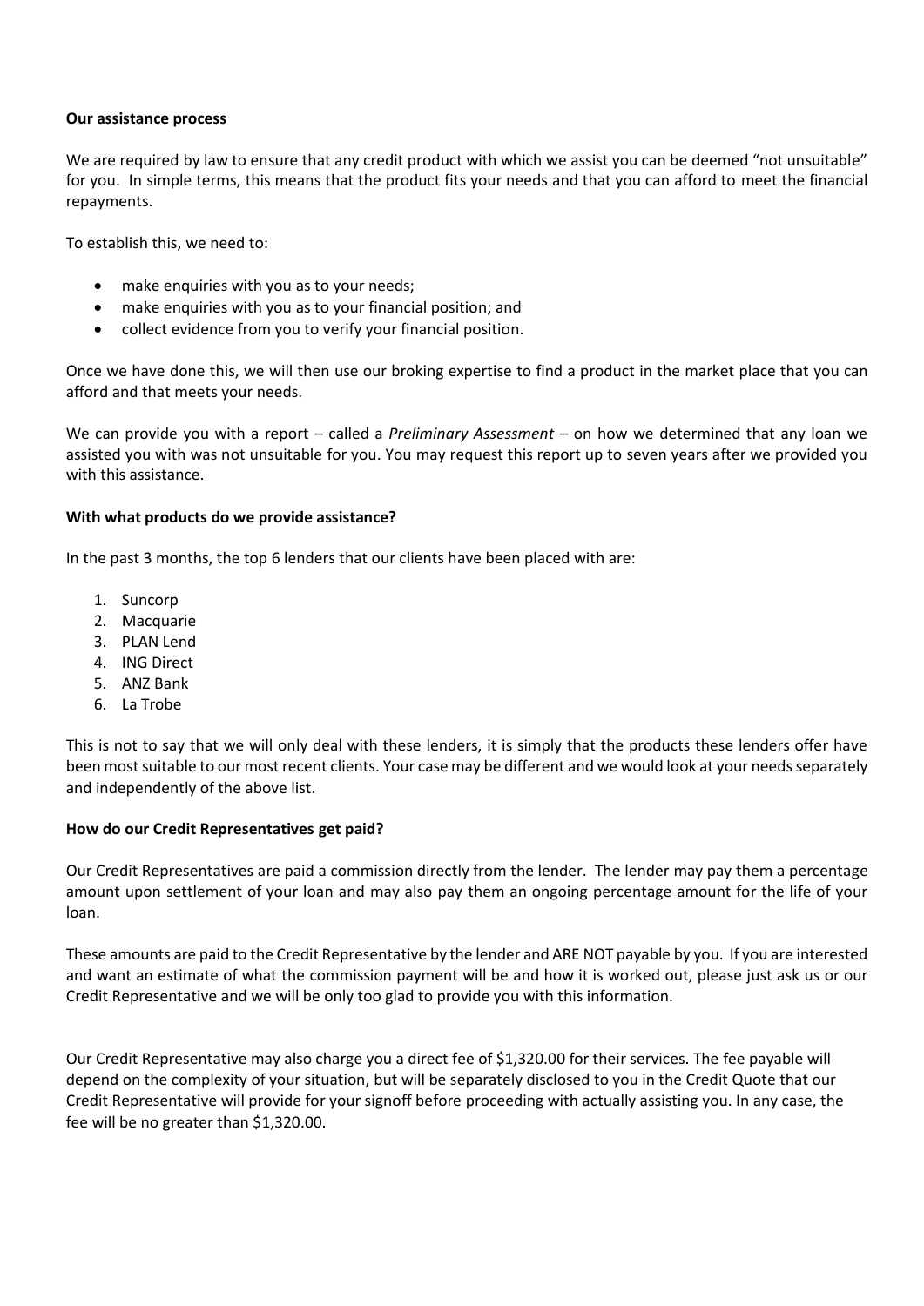**Our assistance process**

We are required by law to ensure that any credit product with which we assist you can be deemed "not unsuitable" for you. In simple terms, this means that the product fits your needs and that you can afford to meet the financial repayments.

To establish this, we need to:

- make enquiries with you as to your needs;
- make enquiries with you as to your financial position; and
- collect evidence from you to verify your financial position.

Once we have done this, we will then use our broking expertise to find a product in the market place that you can afford and that meets your needs.

We can provide you with a report – called a *Preliminary Assessment* – on how we determined that any loan we assisted you with was not unsuitable for you. You may request this report up to seven years after we provided you with this assistance.

**With what products do we provide assistance?**

In the past 3 months, the top 6 lenders that our clients have been placed with are:

1. Suncorp
2. Macquarie
3. PLAN Lend
4. ING Direct
5. ANZ Bank
6. La Trobe

This is not to say that we will only deal with these lenders, it is simply that the products these lenders offer have been most suitable to our most recent clients. Your case may be different and we would look at your needs separately and independently of the above list.

**How do our Credit Representatives get paid?**

Our Credit Representatives are paid a commission directly from the lender. The lender may pay them a percentage amount upon settlement of your loan and may also pay them an ongoing percentage amount for the life of your loan.

These amounts are paid to the Credit Representative by the lender and ARE NOT payable by you. If you are interested and want an estimate of what the commission payment will be and how it is worked out, please just ask us or our Credit Representative and we will be only too glad to provide you with this information.

Our Credit Representative may also charge you a direct fee of $1,320.00 for their services. The fee payable will depend on the complexity of your situation, but will be separately disclosed to you in the Credit Quote that our Credit Representative will provide for your signoff before proceeding with actually assisting you. In any case, the fee will be no greater than $1,320.00.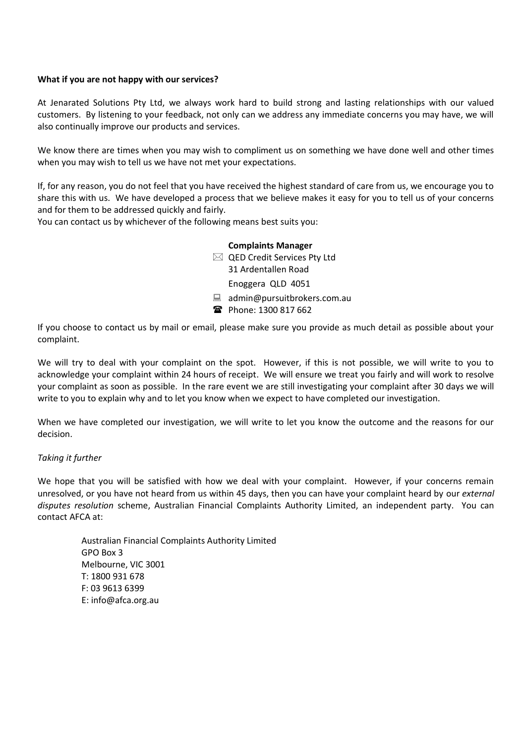**What if you are not happy with our services?**

At Jenarated Solutions Pty Ltd, we always work hard to build strong and lasting relationships with our valued customers. By listening to your feedback, not only can we address any immediate concerns you may have, we will also continually improve our products and services.

We know there are times when you may wish to compliment us on something we have done well and other times when you may wish to tell us we have not met your expectations.

If, for any reason, you do not feel that you have received the highest standard of care from us, we encourage you to share this with us. We have developed a process that we believe makes it easy for you to tell us of your concerns and for them to be addressed quickly and fairly.
You can contact us by whichever of the following means best suits you:

**Complaints Manager**
✉ QED Credit Services Pty Ltd
31 Ardentallen Road
Enoggera QLD 4051
💻 admin@pursuitbrokers.com.au
☎ Phone: 1300 817 662

If you choose to contact us by mail or email, please make sure you provide as much detail as possible about your complaint.

We will try to deal with your complaint on the spot. However, if this is not possible, we will write to you to acknowledge your complaint within 24 hours of receipt. We will ensure we treat you fairly and will work to resolve your complaint as soon as possible. In the rare event we are still investigating your complaint after 30 days we will write to you to explain why and to let you know when we expect to have completed our investigation.

When we have completed our investigation, we will write to let you know the outcome and the reasons for our decision.

*Taking it further*

We hope that you will be satisfied with how we deal with your complaint. However, if your concerns remain unresolved, or you have not heard from us within 45 days, then you can have your complaint heard by our *external disputes resolution* scheme, Australian Financial Complaints Authority Limited, an independent party. You can contact AFCA at:

Australian Financial Complaints Authority Limited
GPO Box 3
Melbourne, VIC 3001
T: 1800 931 678
F: 03 9613 6399
E: info@afca.org.au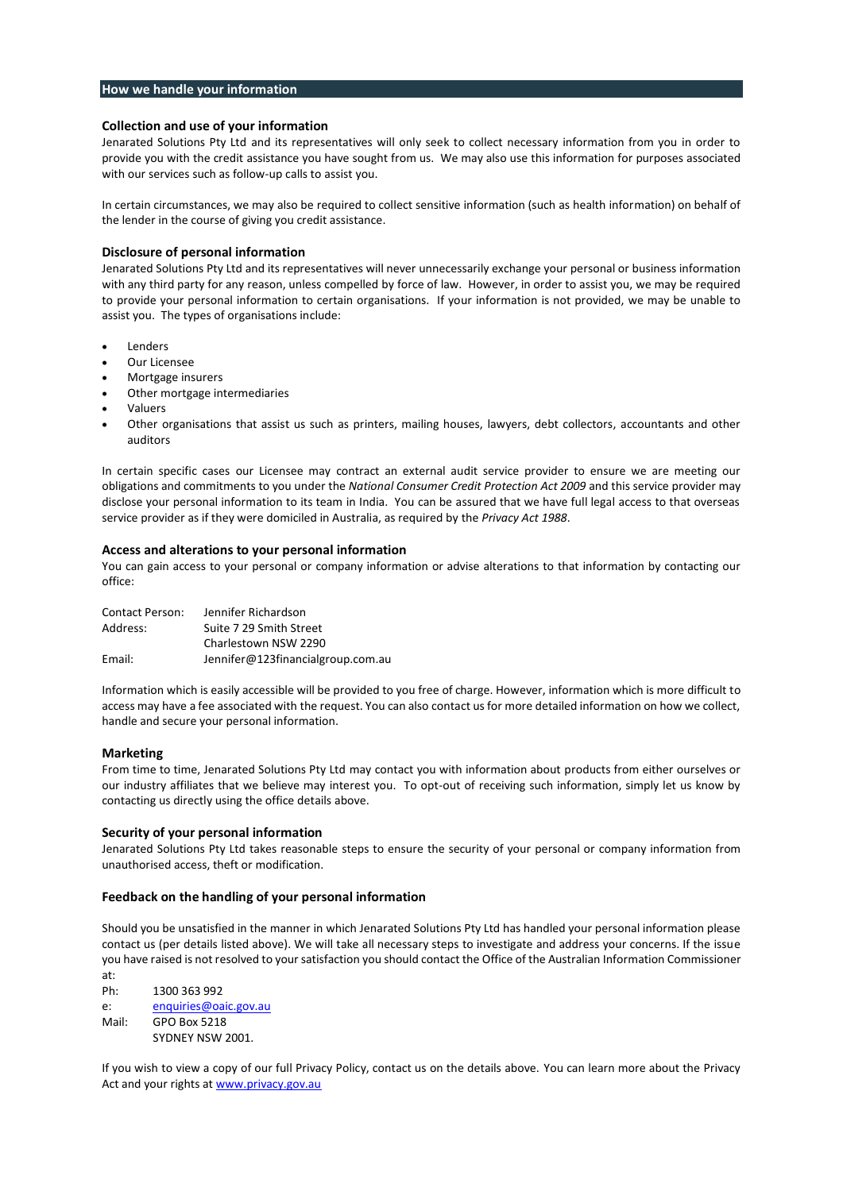## How we handle your information

### Collection and use of your information

Jenarated Solutions Pty Ltd and its representatives will only seek to collect necessary information from you in order to provide you with the credit assistance you have sought from us. We may also use this information for purposes associated with our services such as follow-up calls to assist you.

In certain circumstances, we may also be required to collect sensitive information (such as health information) on behalf of the lender in the course of giving you credit assistance.

### Disclosure of personal information

Jenarated Solutions Pty Ltd and its representatives will never unnecessarily exchange your personal or business information with any third party for any reason, unless compelled by force of law. However, in order to assist you, we may be required to provide your personal information to certain organisations. If your information is not provided, we may be unable to assist you. The types of organisations include:

- Lenders
- Our Licensee
- Mortgage insurers
- Other mortgage intermediaries
- Valuers
- Other organisations that assist us such as printers, mailing houses, lawyers, debt collectors, accountants and other auditors

In certain specific cases our Licensee may contract an external audit service provider to ensure we are meeting our obligations and commitments to you under the *National Consumer Credit Protection Act 2009* and this service provider may disclose your personal information to its team in India. You can be assured that we have full legal access to that overseas service provider as if they were domiciled in Australia, as required by the *Privacy Act 1988*.

### Access and alterations to your personal information

You can gain access to your personal or company information or advise alterations to that information by contacting our office:

| | |
|---|---|
| Contact Person: | Jennifer Richardson |
| Address: | Suite 7 29 Smith Street<br>Charlestown NSW 2290 |
| Email: | Jennifer@123financialgroup.com.au |

Information which is easily accessible will be provided to you free of charge. However, information which is more difficult to access may have a fee associated with the request. You can also contact us for more detailed information on how we collect, handle and secure your personal information.

### Marketing

From time to time, Jenarated Solutions Pty Ltd may contact you with information about products from either ourselves or our industry affiliates that we believe may interest you. To opt-out of receiving such information, simply let us know by contacting us directly using the office details above.

### Security of your personal information

Jenarated Solutions Pty Ltd takes reasonable steps to ensure the security of your personal or company information from unauthorised access, theft or modification.

### Feedback on the handling of your personal information

Should you be unsatisfied in the manner in which Jenarated Solutions Pty Ltd has handled your personal information please contact us (per details listed above). We will take all necessary steps to investigate and address your concerns. If the issue you have raised is not resolved to your satisfaction you should contact the Office of the Australian Information Commissioner at:

| | |
|---|---|
| Ph: | 1300 363 992 |
| e: | enquiries@oaic.gov.au |
| Mail: | GPO Box 5218<br>SYDNEY NSW 2001. |

If you wish to view a copy of our full Privacy Policy, contact us on the details above. You can learn more about the Privacy Act and your rights at www.privacy.gov.au